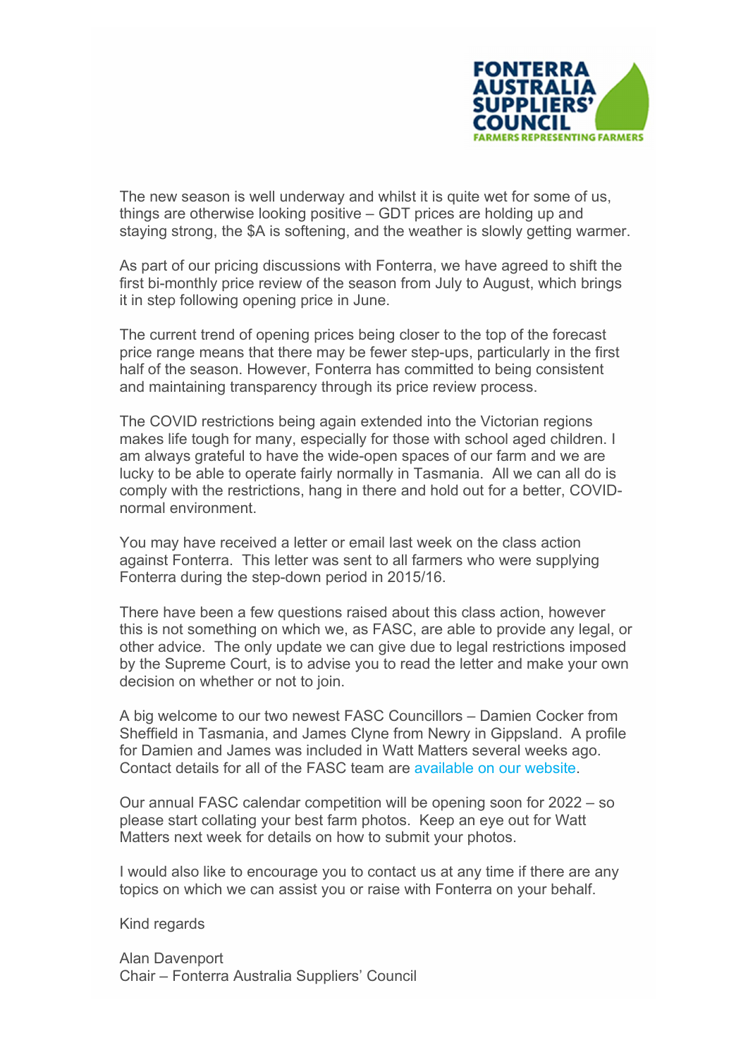**FONTERRA AUSTRALIA SUPPLIERS' COUNCIL**
**FARMERS REPRESENTING FARMERS**

The new season is well underway and whilst it is quite wet for some of us, things are otherwise looking positive – GDT prices are holding up and staying strong, the $A is softening, and the weather is slowly getting warmer.

As part of our pricing discussions with Fonterra, we have agreed to shift the first bi-monthly price review of the season from July to August, which brings it in step following opening price in June.

The current trend of opening prices being closer to the top of the forecast price range means that there may be fewer step-ups, particularly in the first half of the season. However, Fonterra has committed to being consistent and maintaining transparency through its price review process.

The COVID restrictions being again extended into the Victorian regions makes life tough for many, especially for those with school aged children. I am always grateful to have the wide-open spaces of our farm and we are lucky to be able to operate fairly normally in Tasmania. All we can all do is comply with the restrictions, hang in there and hold out for a better, COVID-normal environment.

You may have received a letter or email last week on the class action against Fonterra. This letter was sent to all farmers who were supplying Fonterra during the step-down period in 2015/16.

There have been a few questions raised about this class action, however this is not something on which we, as FASC, are able to provide any legal, or other advice. The only update we can give due to legal restrictions imposed by the Supreme Court, is to advise you to read the letter and make your own decision on whether or not to join.

A big welcome to our two newest FASC Councillors – Damien Cocker from Sheffield in Tasmania, and James Clyne from Newry in Gippsland. A profile for Damien and James was included in Watt Matters several weeks ago. Contact details for all of the FASC team are available on our website.

Our annual FASC calendar competition will be opening soon for 2022 – so please start collating your best farm photos. Keep an eye out for Watt Matters next week for details on how to submit your photos.

I would also like to encourage you to contact us at any time if there are any topics on which we can assist you or raise with Fonterra on your behalf.

Kind regards

Alan Davenport
Chair – Fonterra Australia Suppliers' Council